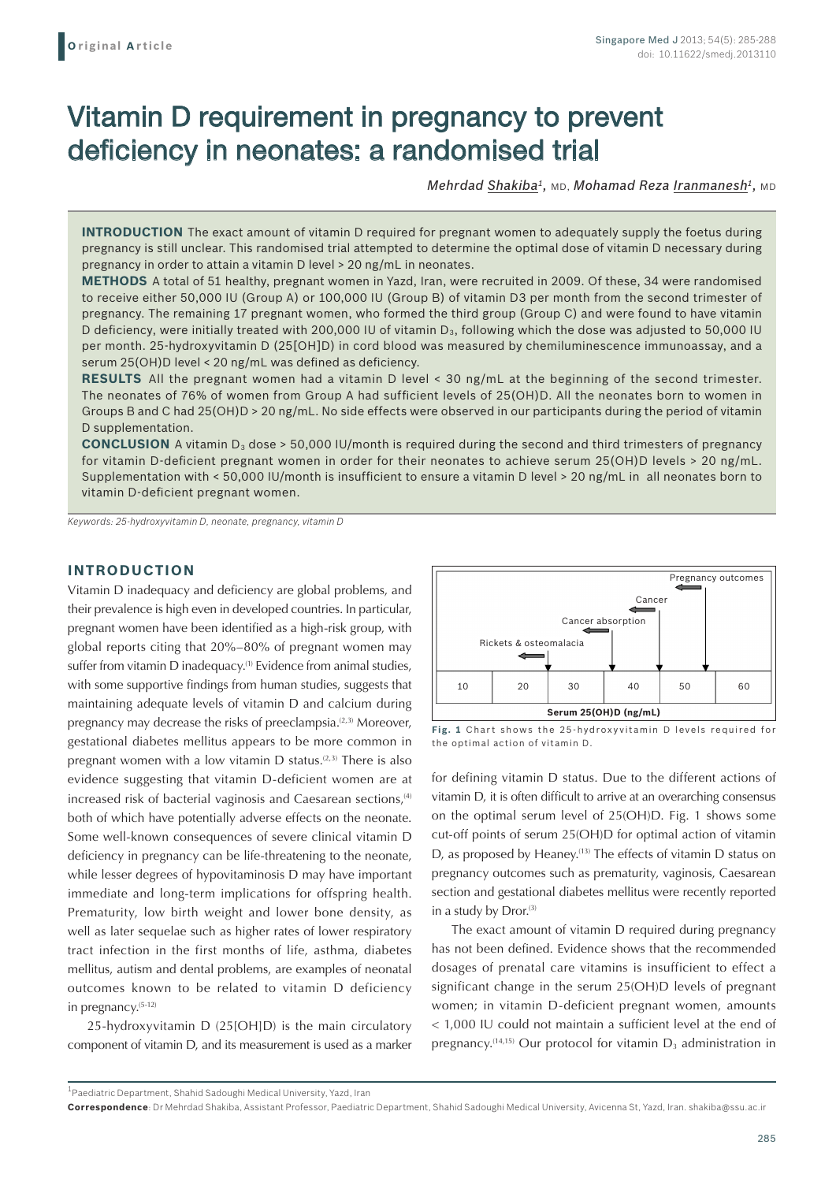# Vitamin D requirement in pregnancy to prevent deficiency in neonates: a randomised trial

*Mehrdad Shakiba[1], MD, Mohamad Reza Iranmanesh[1], MD*

**INTRODUCTION** The exact amount of vitamin D required for pregnant women to adequately supply the foetus during pregnancy is still unclear. This randomised trial attempted to determine the optimal dose of vitamin D necessary during pregnancy in order to attain a vitamin D level > 20 ng/mL in neonates.

**METHODS** A total of 51 healthy, pregnant women in Yazd, Iran, were recruited in 2009. Of these, 34 were randomised to receive either 50,000 IU (Group A) or 100,000 IU (Group B) of vitamin D3 per month from the second trimester of pregnancy. The remaining 17 pregnant women, who formed the third group (Group C) and were found to have vitamin D deficiency, were initially treated with 200,000 IU of vitamin $D_3$, following which the dose was adjusted to 50,000 IU per month. 25-hydroxyvitamin D (25[OH]D) in cord blood was measured by chemiluminescence immunoassay, and a serum 25(OH)D level < 20 ng/mL was defined as deficiency.

**RESULTS** All the pregnant women had a vitamin D level < 30 ng/mL at the beginning of the second trimester. The neonates of 76% of women from Group A had sufficient levels of 25(OH)D. All the neonates born to women in Groups B and C had 25(OH)D > 20 ng/mL. No side effects were observed in our participants during the period of vitamin D supplementation.

**CONCLUSION** A vitamin $D_3$ dose > 50,000 IU/month is required during the second and third trimesters of pregnancy for vitamin D-deficient pregnant women in order for their neonates to achieve serum 25(OH)D levels > 20 ng/mL. Supplementation with < 50,000 IU/month is insufficient to ensure a vitamin D level > 20 ng/mL in all neonates born to vitamin D-deficient pregnant women.

*Keywords: 25-hydroxyvitamin D, neonate, pregnancy, vitamin D*

## INTRODUCTION

Vitamin D inadequacy and deficiency are global problems, and their prevalence is high even in developed countries. In particular, pregnant women have been identified as a high-risk group, with global reports citing that 20%–80% of pregnant women may suffer from vitamin D inadequacy.[1] Evidence from animal studies, with some supportive findings from human studies, suggests that maintaining adequate levels of vitamin D and calcium during pregnancy may decrease the risks of preeclampsia.[2,3] Moreover, gestational diabetes mellitus appears to be more common in pregnant women with a low vitamin D status.[2,3] There is also evidence suggesting that vitamin D-deficient women are at increased risk of bacterial vaginosis and Caesarean sections,[4] both of which have potentially adverse effects on the neonate. Some well-known consequences of severe clinical vitamin D deficiency in pregnancy can be life-threatening to the neonate, while lesser degrees of hypovitaminosis D may have important immediate and long-term implications for offspring health. Prematurity, low birth weight and lower bone density, as well as later sequelae such as higher rates of lower respiratory tract infection in the first months of life, asthma, diabetes mellitus, autism and dental problems, are examples of neonatal outcomes known to be related to vitamin D deficiency in pregnancy.[5-12]

25-hydroxyvitamin D (25[OH]D) is the main circulatory component of vitamin D, and its measurement is used as a marker for defining vitamin D status. Due to the different actions of vitamin D, it is often difficult to arrive at an overarching consensus on the optimal serum level of 25(OH)D. Fig. 1 shows some cut-off points of serum 25(OH)D for optimal action of vitamin D, as proposed by Heaney.[13] The effects of vitamin D status on pregnancy outcomes such as prematurity, vaginosis, Caesarean section and gestational diabetes mellitus were recently reported in a study by Dror.[3]

Pregnancy outcomes

Cancer

Cancer absorption

Rickets & osteomalacia

| 10 | 20 | 30 | 40 | 50 | 60 |
|---|---|---|---|---|---|

Serum 25(OH)D (ng/mL)

**Fig. 1** Chart shows the 25-hydroxyvitamin D levels required for the optimal action of vitamin D.

The exact amount of vitamin D required during pregnancy has not been defined. Evidence shows that the recommended dosages of prenatal care vitamins is insufficient to effect a significant change in the serum 25(OH)D levels of pregnant women; in vitamin D-deficient pregnant women, amounts < 1,000 IU could not maintain a sufficient level at the end of pregnancy.[14,15] Our protocol for vitamin $D_3$ administration in

[1]Paediatric Department, Shahid Sadoughi Medical University, Yazd, Iran

**Correspondence**: Dr Mehrdad Shakiba, Assistant Professor, Paediatric Department, Shahid Sadoughi Medical University, Avicenna St, Yazd, Iran. shakiba@ssu.ac.ir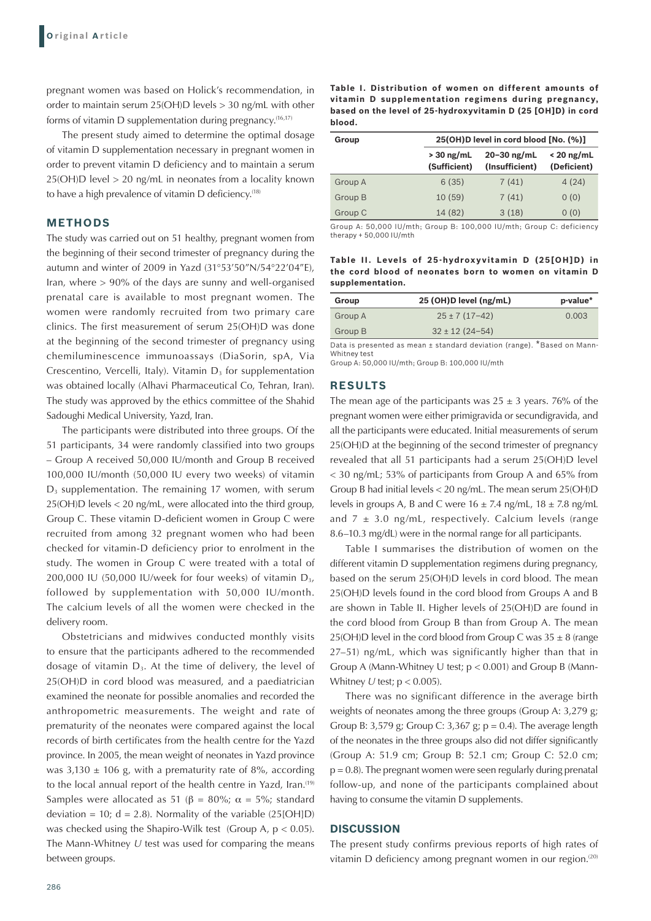pregnant women was based on Holick's recommendation, in order to maintain serum 25(OH)D levels > 30 ng/mL with other forms of vitamin D supplementation during pregnancy.[16,17]

The present study aimed to determine the optimal dosage of vitamin D supplementation necessary in pregnant women in order to prevent vitamin D deficiency and to maintain a serum 25(OH)D level > 20 ng/mL in neonates from a locality known to have a high prevalence of vitamin D deficiency.[18]

## METHODS

The study was carried out on 51 healthy, pregnant women from the beginning of their second trimester of pregnancy during the autumn and winter of 2009 in Yazd (31°53'50"N/54°22'04"E), Iran, where > 90% of the days are sunny and well-organised prenatal care is available to most pregnant women. The women were randomly recruited from two primary care clinics. The first measurement of serum 25(OH)D was done at the beginning of the second trimester of pregnancy using chemiluminescence immunoassays (DiaSorin, spA, Via Crescentino, Vercelli, Italy). Vitamin $D_3$ for supplementation was obtained locally (Alhavi Pharmaceutical Co, Tehran, Iran). The study was approved by the ethics committee of the Shahid Sadoughi Medical University, Yazd, Iran.

The participants were distributed into three groups. Of the 51 participants, 34 were randomly classified into two groups – Group A received 50,000 IU/month and Group B received 100,000 IU/month (50,000 IU every two weeks) of vitamin $D_3$ supplementation. The remaining 17 women, with serum 25(OH)D levels < 20 ng/mL, were allocated into the third group, Group C. These vitamin D-deficient women in Group C were recruited from among 32 pregnant women who had been checked for vitamin-D deficiency prior to enrolment in the study. The women in Group C were treated with a total of 200,000 IU (50,000 IU/week for four weeks) of vitamin $D_3$, followed by supplementation with 50,000 IU/month. The calcium levels of all the women were checked in the delivery room.

Obstetricians and midwives conducted monthly visits to ensure that the participants adhered to the recommended dosage of vitamin $D_3$. At the time of delivery, the level of 25(OH)D in cord blood was measured, and a paediatrician examined the neonate for possible anomalies and recorded the anthropometric measurements. The weight and rate of prematurity of the neonates were compared against the local records of birth certificates from the health centre for the Yazd province. In 2005, the mean weight of neonates in Yazd province was 3,130 ± 106 g, with a prematurity rate of 8%, according to the local annual report of the health centre in Yazd, Iran.[19] Samples were allocated as 51 ($\beta$ = 80%; $\alpha$ = 5%; standard deviation = 10; d = 2.8). Normality of the variable (25[OH]D) was checked using the Shapiro-Wilk test (Group A, $p < 0.05$). The Mann-Whitney *U* test was used for comparing the means between groups.

**Table I. Distribution of women on different amounts of vitamin D supplementation regimens during pregnancy, based on the level of 25-hydroxyvitamin D (25 [OH]D) in cord blood.**

| Group | 25(OH)D level in cord blood [No. (%)] | | |
|---|---|---|---|
| | > 30 ng/mL (Sufficient) | 20–30 ng/mL (Insufficient) | < 20 ng/mL (Deficient) |
| Group A | 6 (35) | 7 (41) | 4 (24) |
| Group B | 10 (59) | 7 (41) | 0 (0) |
| Group C | 14 (82) | 3 (18) | 0 (0) |

Group A: 50,000 IU/mth; Group B: 100,000 IU/mth; Group C: deficiency therapy + 50,000 IU/mth

**Table II. Levels of 25-hydroxyvitamin D (25[OH]D) in the cord blood of neonates born to women on vitamin D supplementation.**

| Group | 25 (OH)D level (ng/mL) | p-value* |
|---|---|---|
| Group A | 25 ± 7 (17–42) | 0.003 |
| Group B | 32 ± 12 (24–54) | |

Data is presented as mean ± standard deviation (range). *Based on Mann-Whitney test
Group A: 50,000 IU/mth; Group B: 100,000 IU/mth

## RESULTS

The mean age of the participants was 25 ± 3 years. 76% of the pregnant women were either primigravida or secundigravida, and all the participants were educated. Initial measurements of serum 25(OH)D at the beginning of the second trimester of pregnancy revealed that all 51 participants had a serum 25(OH)D level < 30 ng/mL; 53% of participants from Group A and 65% from Group B had initial levels < 20 ng/mL. The mean serum 25(OH)D levels in groups A, B and C were 16 ± 7.4 ng/mL, 18 ± 7.8 ng/mL and 7 ± 3.0 ng/mL, respectively. Calcium levels (range 8.6–10.3 mg/dL) were in the normal range for all participants.

Table I summarises the distribution of women on the different vitamin D supplementation regimens during pregnancy, based on the serum 25(OH)D levels in cord blood. The mean 25(OH)D levels found in the cord blood from Groups A and B are shown in Table II. Higher levels of 25(OH)D are found in the cord blood from Group B than from Group A. The mean 25(OH)D level in the cord blood from Group C was 35 ± 8 (range 27–51) ng/mL, which was significantly higher than that in Group A (Mann-Whitney U test; $p < 0.001$) and Group B (Mann-Whitney *U* test; $p < 0.005$).

There was no significant difference in the average birth weights of neonates among the three groups (Group A: 3,279 g; Group B: 3,579 g; Group C: 3,367 g; $p = 0.4$). The average length of the neonates in the three groups also did not differ significantly (Group A: 51.9 cm; Group B: 52.1 cm; Group C: 52.0 cm; $p = 0.8$). The pregnant women were seen regularly during prenatal follow-up, and none of the participants complained about having to consume the vitamin D supplements.

## DISCUSSION

The present study confirms previous reports of high rates of vitamin D deficiency among pregnant women in our region.[20]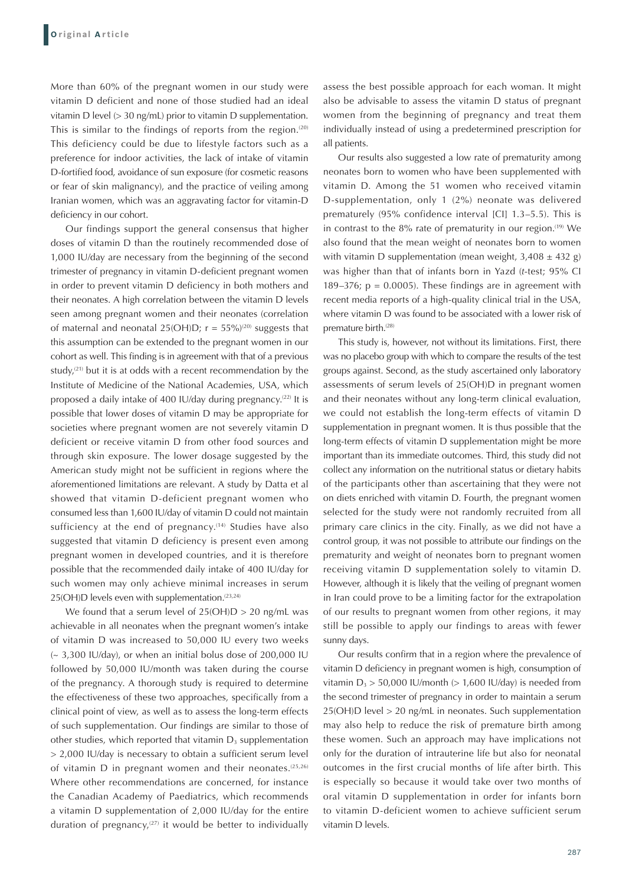More than 60% of the pregnant women in our study were vitamin D deficient and none of those studied had an ideal vitamin D level (> 30 ng/mL) prior to vitamin D supplementation. This is similar to the findings of reports from the region.[20] This deficiency could be due to lifestyle factors such as a preference for indoor activities, the lack of intake of vitamin D-fortified food, avoidance of sun exposure (for cosmetic reasons or fear of skin malignancy), and the practice of veiling among Iranian women, which was an aggravating factor for vitamin-D deficiency in our cohort.

Our findings support the general consensus that higher doses of vitamin D than the routinely recommended dose of 1,000 IU/day are necessary from the beginning of the second trimester of pregnancy in vitamin D-deficient pregnant women in order to prevent vitamin D deficiency in both mothers and their neonates. A high correlation between the vitamin D levels seen among pregnant women and their neonates (correlation of maternal and neonatal 25(OH)D; $r = 55\%$)[20] suggests that this assumption can be extended to the pregnant women in our cohort as well. This finding is in agreement with that of a previous study,[21] but it is at odds with a recent recommendation by the Institute of Medicine of the National Academies, USA, which proposed a daily intake of 400 IU/day during pregnancy.[22] It is possible that lower doses of vitamin D may be appropriate for societies where pregnant women are not severely vitamin D deficient or receive vitamin D from other food sources and through skin exposure. The lower dosage suggested by the American study might not be sufficient in regions where the aforementioned limitations are relevant. A study by Datta et al showed that vitamin D-deficient pregnant women who consumed less than 1,600 IU/day of vitamin D could not maintain sufficiency at the end of pregnancy.[14] Studies have also suggested that vitamin D deficiency is present even among pregnant women in developed countries, and it is therefore possible that the recommended daily intake of 400 IU/day for such women may only achieve minimal increases in serum 25(OH)D levels even with supplementation.[23,24]

We found that a serum level of 25(OH)D > 20 ng/mL was achievable in all neonates when the pregnant women's intake of vitamin D was increased to 50,000 IU every two weeks (~ 3,300 IU/day), or when an initial bolus dose of 200,000 IU followed by 50,000 IU/month was taken during the course of the pregnancy. A thorough study is required to determine the effectiveness of these two approaches, specifically from a clinical point of view, as well as to assess the long-term effects of such supplementation. Our findings are similar to those of other studies, which reported that vitamin $D_3$ supplementation > 2,000 IU/day is necessary to obtain a sufficient serum level of vitamin D in pregnant women and their neonates.[25,26] Where other recommendations are concerned, for instance the Canadian Academy of Paediatrics, which recommends a vitamin D supplementation of 2,000 IU/day for the entire duration of pregnancy,[27] it would be better to individually assess the best possible approach for each woman. It might also be advisable to assess the vitamin D status of pregnant women from the beginning of pregnancy and treat them individually instead of using a predetermined prescription for all patients.

Our results also suggested a low rate of prematurity among neonates born to women who have been supplemented with vitamin D. Among the 51 women who received vitamin D-supplementation, only 1 (2%) neonate was delivered prematurely (95% confidence interval [CI] 1.3–5.5). This is in contrast to the 8% rate of prematurity in our region.[19] We also found that the mean weight of neonates born to women with vitamin D supplementation (mean weight, 3,408 ± 432 g) was higher than that of infants born in Yazd (*t*-test; 95% CI 189–376; $p = 0.0005$). These findings are in agreement with recent media reports of a high-quality clinical trial in the USA, where vitamin D was found to be associated with a lower risk of premature birth.[28]

This study is, however, not without its limitations. First, there was no placebo group with which to compare the results of the test groups against. Second, as the study ascertained only laboratory assessments of serum levels of 25(OH)D in pregnant women and their neonates without any long-term clinical evaluation, we could not establish the long-term effects of vitamin D supplementation in pregnant women. It is thus possible that the long-term effects of vitamin D supplementation might be more important than its immediate outcomes. Third, this study did not collect any information on the nutritional status or dietary habits of the participants other than ascertaining that they were not on diets enriched with vitamin D. Fourth, the pregnant women selected for the study were not randomly recruited from all primary care clinics in the city. Finally, as we did not have a control group, it was not possible to attribute our findings on the prematurity and weight of neonates born to pregnant women receiving vitamin D supplementation solely to vitamin D. However, although it is likely that the veiling of pregnant women in Iran could prove to be a limiting factor for the extrapolation of our results to pregnant women from other regions, it may still be possible to apply our findings to areas with fewer sunny days.

Our results confirm that in a region where the prevalence of vitamin D deficiency in pregnant women is high, consumption of vitamin $D_3$ > 50,000 IU/month (> 1,600 IU/day) is needed from the second trimester of pregnancy in order to maintain a serum 25(OH)D level > 20 ng/mL in neonates. Such supplementation may also help to reduce the risk of premature birth among these women. Such an approach may have implications not only for the duration of intrauterine life but also for neonatal outcomes in the first crucial months of life after birth. This is especially so because it would take over two months of oral vitamin D supplementation in order for infants born to vitamin D-deficient women to achieve sufficient serum vitamin D levels.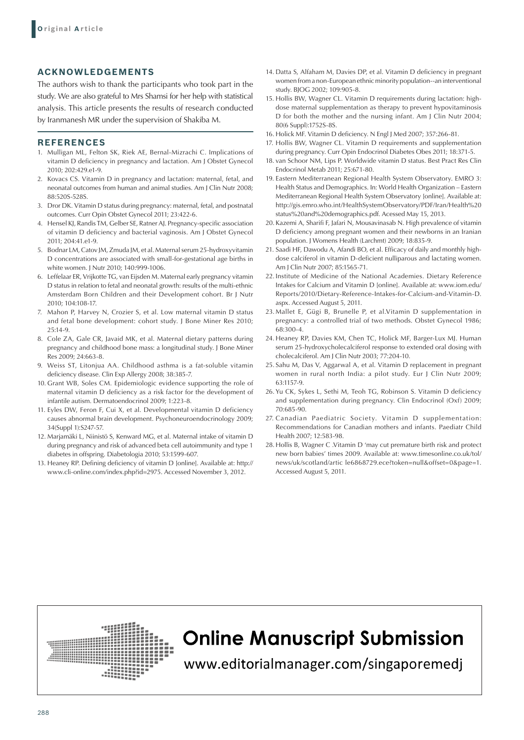## ACKNOWLEDGEMENTS

The authors wish to thank the participants who took part in the study. We are also grateful to Mrs Shamsi for her help with statistical analysis. This article presents the results of research conducted by Iranmanesh MR under the supervision of Shakiba M.

## REFERENCES

1. Mulligan ML, Felton SK, Riek AE, Bernal-Mizrachi C. Implications of vitamin D deficiency in pregnancy and lactation. Am J Obstet Gynecol 2010; 202:429.e1-9.
2. Kovacs CS. Vitamin D in pregnancy and lactation: maternal, fetal, and neonatal outcomes from human and animal studies. Am J Clin Nutr 2008; 88:520S-528S.
3. Dror DK. Vitamin D status during pregnancy: maternal, fetal, and postnatal outcomes. Curr Opin Obstet Gynecol 2011; 23:422-6.
4. Hensel KJ, Randis TM, Gelber SE, Ratner AJ. Pregnancy-specific association of vitamin D deficiency and bacterial vaginosis. Am J Obstet Gynecol 2011; 204:41.e1-9.
5. Bodnar LM, Catov JM, Zmuda JM, et al. Maternal serum 25-hydroxyvitamin D concentrations are associated with small-for-gestational age births in white women. J Nutr 2010; 140:999-1006.
6. Leffelaar ER, Vrijkotte TG, van Eijsden M. Maternal early pregnancy vitamin D status in relation to fetal and neonatal growth: results of the multi-ethnic Amsterdam Born Children and their Development cohort. Br J Nutr 2010; 104:108-17.
7. Mahon P, Harvey N, Crozier S, et al. Low maternal vitamin D status and fetal bone development: cohort study. J Bone Miner Res 2010; 25:14-9.
8. Cole ZA, Gale CR, Javaid MK, et al. Maternal dietary patterns during pregnancy and childhood bone mass: a longitudinal study. J Bone Miner Res 2009; 24:663-8.
9. Weiss ST, Litonjua AA. Childhood asthma is a fat-soluble vitamin deficiency disease. Clin Exp Allergy 2008; 38:385-7.
10. Grant WB, Soles CM. Epidemiologic evidence supporting the role of maternal vitamin D deficiency as a risk factor for the development of infantile autism. Dermatoendocrinol 2009; 1:223-8.
11. Eyles DW, Feron F, Cui X, et al. Developmental vitamin D deficiency causes abnormal brain development. Psychoneuroendocrinology 2009; 34(Suppl 1):S247-57.
12. Marjamäki L, Niinistö S, Kenward MG, et al. Maternal intake of vitamin D during pregnancy and risk of advanced beta cell autoimmunity and type 1 diabetes in offspring. Diabetologia 2010; 53:1599-607.
13. Heaney RP. Defining deficiency of vitamin D [online]. Available at: http://www.cli-online.com/index.php?id=2975. Accessed November 3, 2012.
14. Datta S, Alfaham M, Davies DP, et al. Vitamin D deficiency in pregnant women from a non-European ethnic minority population--an interventional study. BJOG 2002; 109:905-8.
15. Hollis BW, Wagner CL. Vitamin D requirements during lactation: high-dose maternal supplementation as therapy to prevent hypovitaminosis D for both the mother and the nursing infant. Am J Clin Nutr 2004; 80(6 Suppl):1752S-8S.
16. Holick MF. Vitamin D deficiency. N Engl J Med 2007; 357:266-81.
17. Hollis BW, Wagner CL. Vitamin D requirements and supplementation during pregnancy. Curr Opin Endocrinol Diabetes Obes 2011; 18:371-5.
18. van Schoor NM, Lips P. Worldwide vitamin D status. Best Pract Res Clin Endocrinol Metab 2011; 25:671-80.
19. Eastern Mediterranean Regional Health System Observatory. EMRO 3: Health Status and Demographics. In: World Health Organization – Eastern Mediterranean Regional Health System Observatory [online]. Available at: http://gis.emro.who.int/HealthSystemObservatory/PDF/Iran/Health%20status%20and%20demographics.pdf. Acessed May 15, 2013.
20. Kazemi A, Sharifi F, Jafari N, Mousavinasab N. High prevalence of vitamin D deficiency among pregnant women and their newborns in an Iranian population. J Womens Health (Larchmt) 2009; 18:835-9.
21. Saadi HF, Dawodu A, Afandi BO, et al. Efficacy of daily and monthly high-dose calciferol in vitamin D-deficient nulliparous and lactating women. Am J Clin Nutr 2007; 85:1565-71.
22. Institute of Medicine of the National Academies. Dietary Reference Intakes for Calcium and Vitamin D [online]. Available at: www.iom.edu/Reports/2010/Dietary-Reference-Intakes-for-Calcium-and-Vitamin-D.aspx. Accessed August 5, 2011.
23. Mallet E, Gügi B, Brunelle P, et al.Vitamin D supplementation in pregnancy: a controlled trial of two methods. Obstet Gynecol 1986; 68:300-4.
24. Heaney RP, Davies KM, Chen TC, Holick MF, Barger-Lux MJ. Human serum 25-hydroxycholecalciferol response to extended oral dosing with cholecalciferol. Am J Clin Nutr 2003; 77:204-10.
25. Sahu M, Das V, Aggarwal A, et al. Vitamin D replacement in pregnant women in rural north India: a pilot study. Eur J Clin Nutr 2009; 63:1157-9.
26. Yu CK, Sykes L, Sethi M, Teoh TG, Robinson S. Vitamin D deficiency and supplementation during pregnancy. Clin Endocrinol (Oxf) 2009; 70:685-90.
27. Canadian Paediatric Society. Vitamin D supplementation: Recommendations for Canadian mothers and infants. Paediatr Child Health 2007; 12:583-98.
28. Hollis B, Wagner C .Vitamin D 'may cut premature birth risk and protect new born babies' times 2009. Available at: www.timesonline.co.uk/tol/news/uk/scotland/artic le6868729.ece?token=null&offset=0&page=1. Accessed August 5, 2011.

**Online Manuscript Submission**

www.editorialmanager.com/singaporemedj